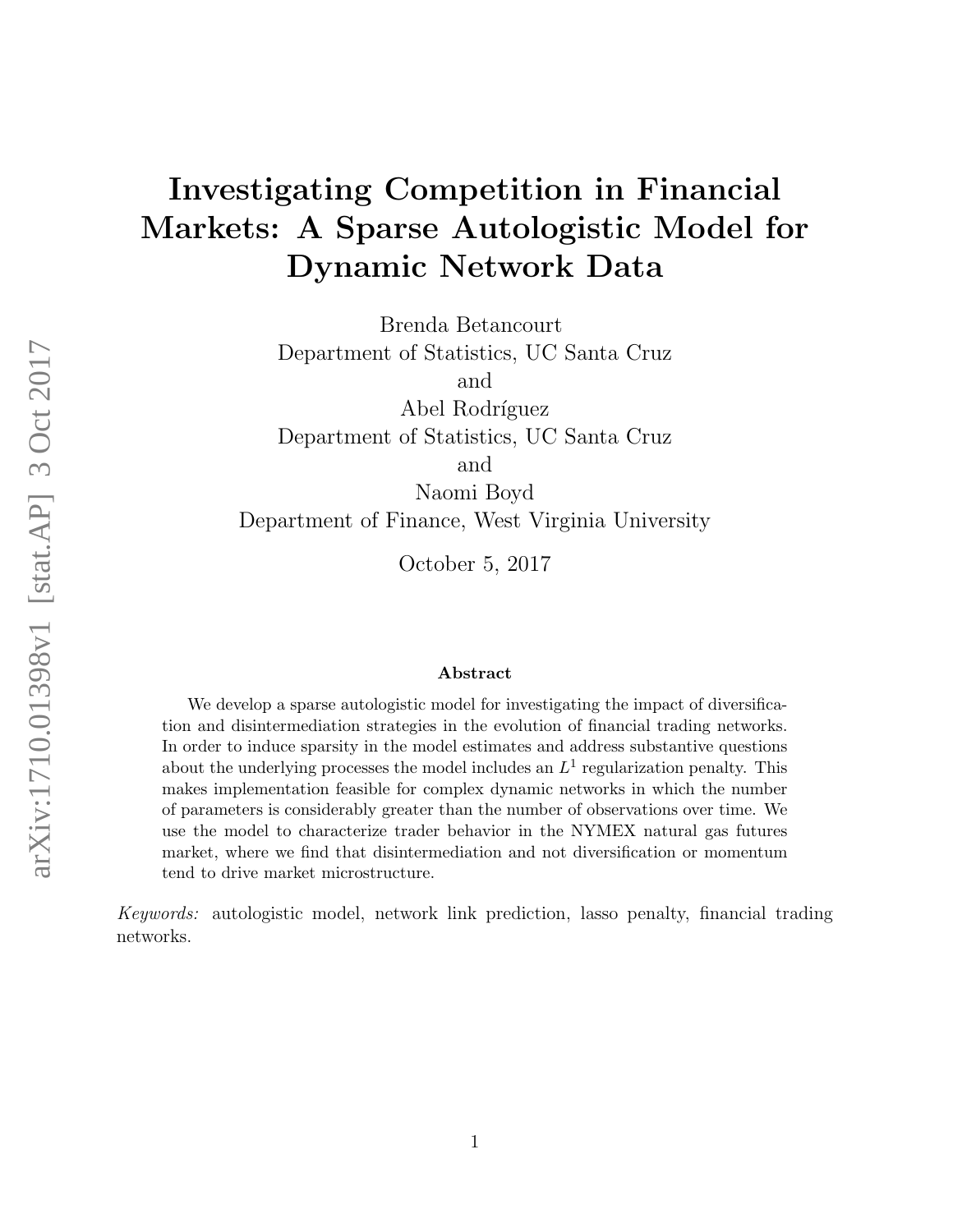# Investigating Competition in Financial Markets: A Sparse Autologistic Model for Dynamic Network Data

Brenda Betancourt
Department of Statistics, UC Santa Cruz
and
Abel Rodríguez
Department of Statistics, UC Santa Cruz
and
Naomi Boyd
Department of Finance, West Virginia University

October 5, 2017

### Abstract

We develop a sparse autologistic model for investigating the impact of diversification and disintermediation strategies in the evolution of financial trading networks. In order to induce sparsity in the model estimates and address substantive questions about the underlying processes the model includes an $L^1$ regularization penalty. This makes implementation feasible for complex dynamic networks in which the number of parameters is considerably greater than the number of observations over time. We use the model to characterize trader behavior in the NYMEX natural gas futures market, where we find that disintermediation and not diversification or momentum tend to drive market microstructure.

*Keywords:* autologistic model, network link prediction, lasso penalty, financial trading networks.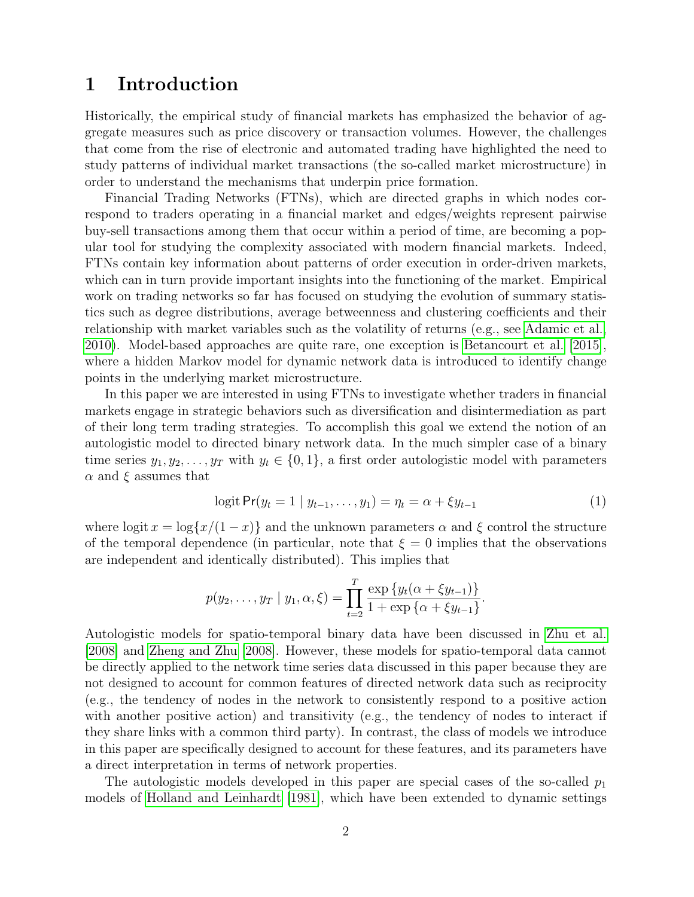# 1 Introduction

Historically, the empirical study of financial markets has emphasized the behavior of aggregate measures such as price discovery or transaction volumes. However, the challenges that come from the rise of electronic and automated trading have highlighted the need to study patterns of individual market transactions (the so-called market microstructure) in order to understand the mechanisms that underpin price formation.

Financial Trading Networks (FTNs), which are directed graphs in which nodes correspond to traders operating in a financial market and edges/weights represent pairwise buy-sell transactions among them that occur within a period of time, are becoming a popular tool for studying the complexity associated with modern financial markets. Indeed, FTNs contain key information about patterns of order execution in order-driven markets, which can in turn provide important insights into the functioning of the market. Empirical work on trading networks so far has focused on studying the evolution of summary statistics such as degree distributions, average betweenness and clustering coefficients and their relationship with market variables such as the volatility of returns (e.g., see Adamic et al., 2010). Model-based approaches are quite rare, one exception is Betancourt et al. [2015], where a hidden Markov model for dynamic network data is introduced to identify change points in the underlying market microstructure.

In this paper we are interested in using FTNs to investigate whether traders in financial markets engage in strategic behaviors such as diversification and disintermediation as part of their long term trading strategies. To accomplish this goal we extend the notion of an autologistic model to directed binary network data. In the much simpler case of a binary time series $y_1, y_2, \ldots, y_T$ with $y_t \in \{0, 1\}$, a first order autologistic model with parameters $\alpha$ and $\xi$ assumes that

$$\operatorname{logit} \Pr(y_t = 1 \mid y_{t-1}, \ldots, y_1) = \eta_t = \alpha + \xi y_{t-1} \tag{1}$$

where $\operatorname{logit} x = \log\{x/(1-x)\}$ and the unknown parameters $\alpha$ and $\xi$ control the structure of the temporal dependence (in particular, note that $\xi = 0$ implies that the observations are independent and identically distributed). This implies that

$$p(y_2, \ldots, y_T \mid y_1, \alpha, \xi) = \prod_{t=2}^{T} \frac{\exp\{y_t(\alpha + \xi y_{t-1})\}}{1 + \exp\{\alpha + \xi y_{t-1}\}}.$$

Autologistic models for spatio-temporal binary data have been discussed in Zhu et al. [2008] and Zheng and Zhu [2008]. However, these models for spatio-temporal data cannot be directly applied to the network time series data discussed in this paper because they are not designed to account for common features of directed network data such as reciprocity (e.g., the tendency of nodes in the network to consistently respond to a positive action with another positive action) and transitivity (e.g., the tendency of nodes to interact if they share links with a common third party). In contrast, the class of models we introduce in this paper are specifically designed to account for these features, and its parameters have a direct interpretation in terms of network properties.

The autologistic models developed in this paper are special cases of the so-called $p_1$ models of Holland and Leinhardt [1981], which have been extended to dynamic settings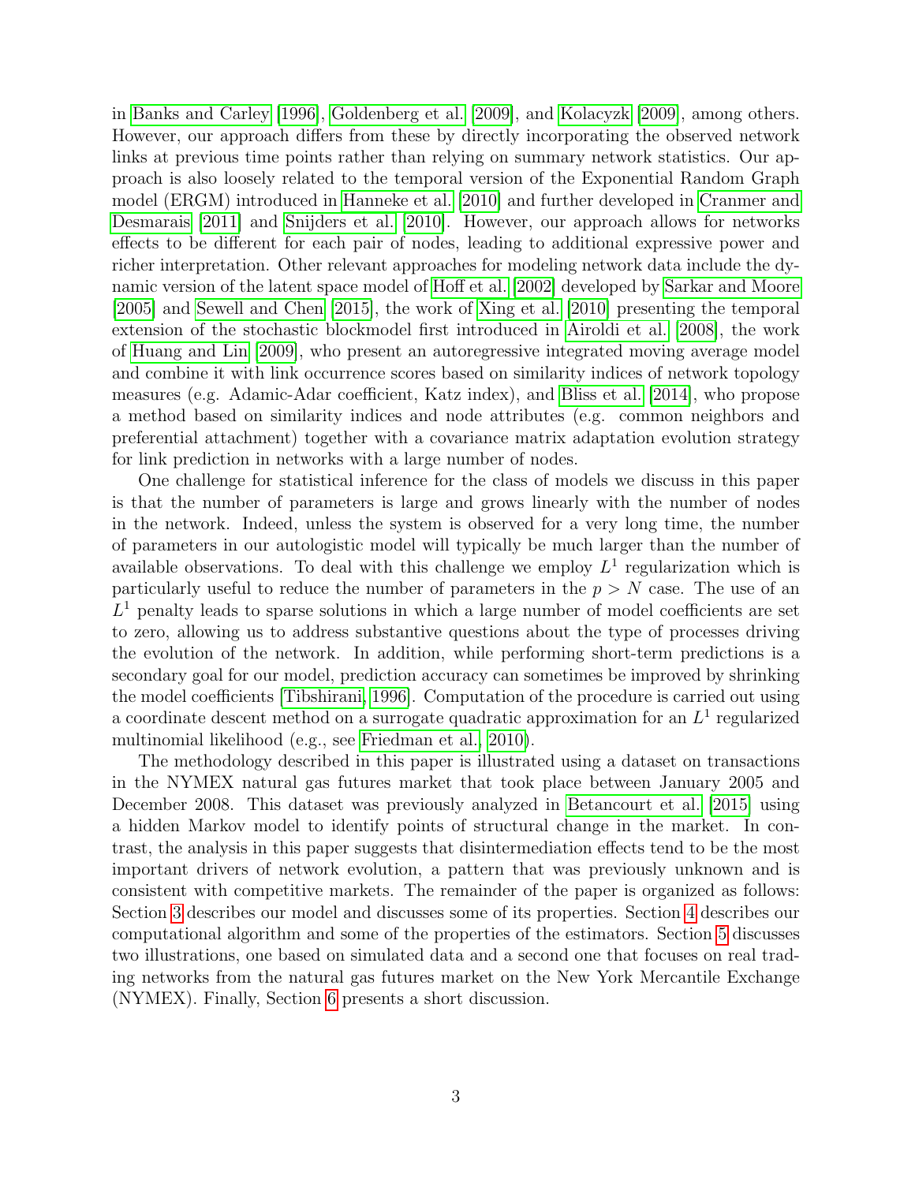in Banks and Carley [1996], Goldenberg et al. [2009], and Kolacyzk [2009], among others. However, our approach differs from these by directly incorporating the observed network links at previous time points rather than relying on summary network statistics. Our approach is also loosely related to the temporal version of the Exponential Random Graph model (ERGM) introduced in Hanneke et al. [2010] and further developed in Cranmer and Desmarais [2011] and Snijders et al. [2010]. However, our approach allows for networks effects to be different for each pair of nodes, leading to additional expressive power and richer interpretation. Other relevant approaches for modeling network data include the dynamic version of the latent space model of Hoff et al. [2002] developed by Sarkar and Moore [2005] and Sewell and Chen [2015], the work of Xing et al. [2010] presenting the temporal extension of the stochastic blockmodel first introduced in Airoldi et al. [2008], the work of Huang and Lin [2009], who present an autoregressive integrated moving average model and combine it with link occurrence scores based on similarity indices of network topology measures (e.g. Adamic-Adar coefficient, Katz index), and Bliss et al. [2014], who propose a method based on similarity indices and node attributes (e.g. common neighbors and preferential attachment) together with a covariance matrix adaptation evolution strategy for link prediction in networks with a large number of nodes.

One challenge for statistical inference for the class of models we discuss in this paper is that the number of parameters is large and grows linearly with the number of nodes in the network. Indeed, unless the system is observed for a very long time, the number of parameters in our autologistic model will typically be much larger than the number of available observations. To deal with this challenge we employ $L^1$ regularization which is particularly useful to reduce the number of parameters in the $p > N$ case. The use of an $L^1$ penalty leads to sparse solutions in which a large number of model coefficients are set to zero, allowing us to address substantive questions about the type of processes driving the evolution of the network. In addition, while performing short-term predictions is a secondary goal for our model, prediction accuracy can sometimes be improved by shrinking the model coefficients [Tibshirani, 1996]. Computation of the procedure is carried out using a coordinate descent method on a surrogate quadratic approximation for an $L^1$ regularized multinomial likelihood (e.g., see Friedman et al., 2010).

The methodology described in this paper is illustrated using a dataset on transactions in the NYMEX natural gas futures market that took place between January 2005 and December 2008. This dataset was previously analyzed in Betancourt et al. [2015] using a hidden Markov model to identify points of structural change in the market. In contrast, the analysis in this paper suggests that disintermediation effects tend to be the most important drivers of network evolution, a pattern that was previously unknown and is consistent with competitive markets. The remainder of the paper is organized as follows: Section 3 describes our model and discusses some of its properties. Section 4 describes our computational algorithm and some of the properties of the estimators. Section 5 discusses two illustrations, one based on simulated data and a second one that focuses on real trading networks from the natural gas futures market on the New York Mercantile Exchange (NYMEX). Finally, Section 6 presents a short discussion.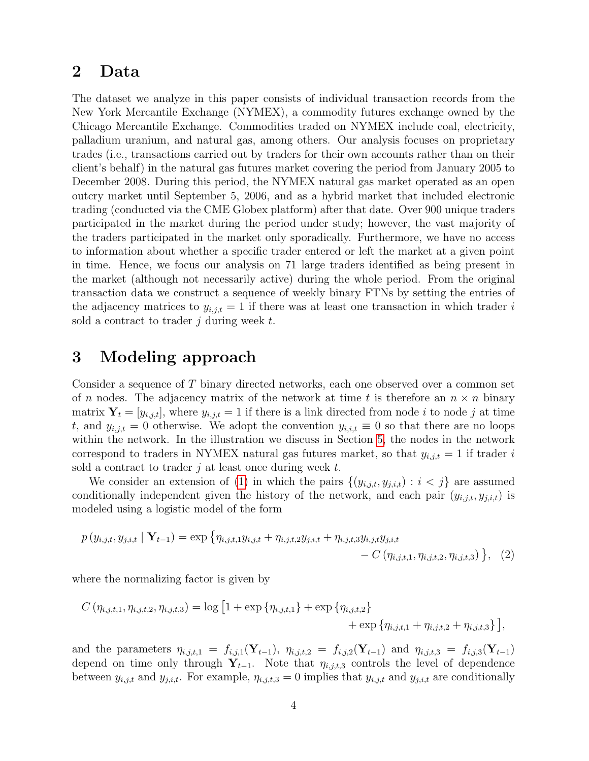## 2 Data

The dataset we analyze in this paper consists of individual transaction records from the New York Mercantile Exchange (NYMEX), a commodity futures exchange owned by the Chicago Mercantile Exchange. Commodities traded on NYMEX include coal, electricity, palladium uranium, and natural gas, among others. Our analysis focuses on proprietary trades (i.e., transactions carried out by traders for their own accounts rather than on their client's behalf) in the natural gas futures market covering the period from January 2005 to December 2008. During this period, the NYMEX natural gas market operated as an open outcry market until September 5, 2006, and as a hybrid market that included electronic trading (conducted via the CME Globex platform) after that date. Over 900 unique traders participated in the market during the period under study; however, the vast majority of the traders participated in the market only sporadically. Furthermore, we have no access to information about whether a specific trader entered or left the market at a given point in time. Hence, we focus our analysis on 71 large traders identified as being present in the market (although not necessarily active) during the whole period. From the original transaction data we construct a sequence of weekly binary FTNs by setting the entries of the adjacency matrices to $y_{i,j,t} = 1$ if there was at least one transaction in which trader $i$ sold a contract to trader $j$ during week $t$.

## 3 Modeling approach

Consider a sequence of $T$ binary directed networks, each one observed over a common set of $n$ nodes. The adjacency matrix of the network at time $t$ is therefore an $n \times n$ binary matrix $\mathbf{Y}_t = [y_{i,j,t}]$, where $y_{i,j,t} = 1$ if there is a link directed from node $i$ to node $j$ at time $t$, and $y_{i,j,t} = 0$ otherwise. We adopt the convention $y_{i,i,t} \equiv 0$ so that there are no loops within the network. In the illustration we discuss in Section 5, the nodes in the network correspond to traders in NYMEX natural gas futures market, so that $y_{i,j,t} = 1$ if trader $i$ sold a contract to trader $j$ at least once during week $t$.

We consider an extension of (1) in which the pairs $\{(y_{i,j,t}, y_{j,i,t}) : i < j\}$ are assumed conditionally independent given the history of the network, and each pair $(y_{i,j,t}, y_{j,i,t})$ is modeled using a logistic model of the form

$$
p\left(y_{i,j,t}, y_{j,i,t} \mid \mathbf{Y}_{t-1}\right) = \exp\left\{\eta_{i,j,t,1} y_{i,j,t} + \eta_{i,j,t,2} y_{j,i,t} + \eta_{i,j,t,3} y_{i,j,t} y_{j,i,t} - C\left(\eta_{i,j,t,1}, \eta_{i,j,t,2}, \eta_{i,j,t,3}\right)\right\}, \quad (2)
$$

where the normalizing factor is given by

$$
C\left(\eta_{i,j,t,1}, \eta_{i,j,t,2}, \eta_{i,j,t,3}\right) = \log\left[1 + \exp\left\{\eta_{i,j,t,1}\right\} + \exp\left\{\eta_{i,j,t,2}\right\} + \exp\left\{\eta_{i,j,t,1} + \eta_{i,j,t,2} + \eta_{i,j,t,3}\right\}\right],
$$

and the parameters $\eta_{i,j,t,1} = f_{i,j,1}(\mathbf{Y}_{t-1})$, $\eta_{i,j,t,2} = f_{i,j,2}(\mathbf{Y}_{t-1})$ and $\eta_{i,j,t,3} = f_{i,j,3}(\mathbf{Y}_{t-1})$ depend on time only through $\mathbf{Y}_{t-1}$. Note that $\eta_{i,j,t,3}$ controls the level of dependence between $y_{i,j,t}$ and $y_{j,i,t}$. For example, $\eta_{i,j,t,3} = 0$ implies that $y_{i,j,t}$ and $y_{j,i,t}$ are conditionally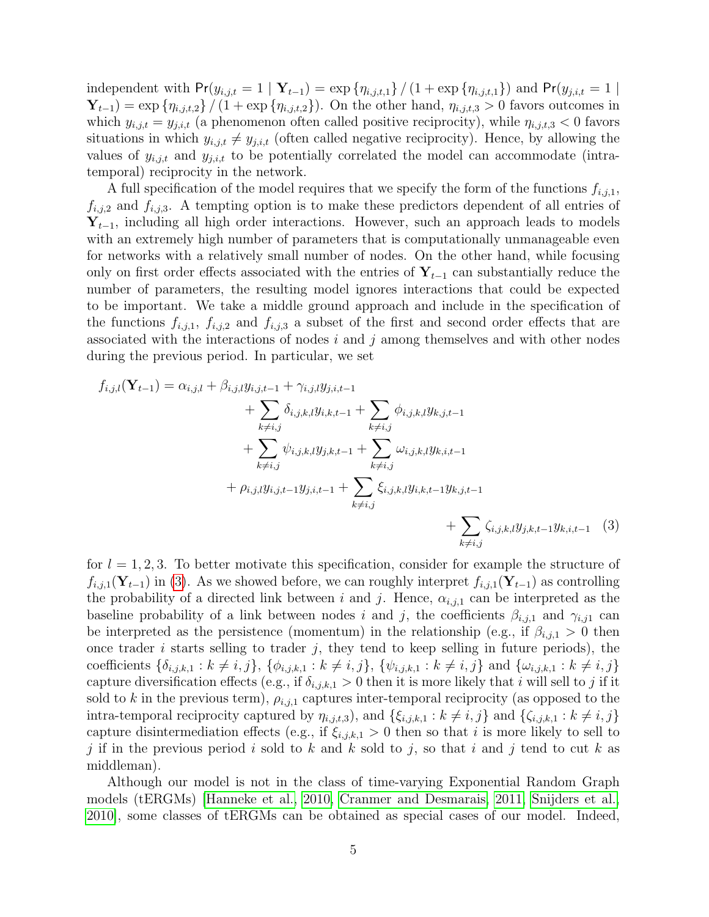independent with $\Pr(y_{i,j,t} = 1 \mid \mathbf{Y}_{t-1}) = \exp\{\eta_{i,j,t,1}\} / (1 + \exp\{\eta_{i,j,t,1}\})$ and $\Pr(y_{j,i,t} = 1 \mid \mathbf{Y}_{t-1}) = \exp\{\eta_{i,j,t,2}\} / (1 + \exp\{\eta_{i,j,t,2}\})$. On the other hand, $\eta_{i,j,t,3} > 0$ favors outcomes in which $y_{i,j,t} = y_{j,i,t}$ (a phenomenon often called positive reciprocity), while $\eta_{i,j,t,3} < 0$ favors situations in which $y_{i,j,t} \neq y_{j,i,t}$ (often called negative reciprocity). Hence, by allowing the values of $y_{i,j,t}$ and $y_{j,i,t}$ to be potentially correlated the model can accommodate (intra-temporal) reciprocity in the network.

A full specification of the model requires that we specify the form of the functions $f_{i,j,1}$, $f_{i,j,2}$ and $f_{i,j,3}$. A tempting option is to make these predictors dependent of all entries of $\mathbf{Y}_{t-1}$, including all high order interactions. However, such an approach leads to models with an extremely high number of parameters that is computationally unmanageable even for networks with a relatively small number of nodes. On the other hand, while focusing only on first order effects associated with the entries of $\mathbf{Y}_{t-1}$ can substantially reduce the number of parameters, the resulting model ignores interactions that could be expected to be important. We take a middle ground approach and include in the specification of the functions $f_{i,j,1}$, $f_{i,j,2}$ and $f_{i,j,3}$ a subset of the first and second order effects that are associated with the interactions of nodes $i$ and $j$ among themselves and with other nodes during the previous period. In particular, we set

$$
\begin{aligned}
f_{i,j,l}(\mathbf{Y}_{t-1}) = \alpha_{i,j,l} &+ \beta_{i,j,l} y_{i,j,t-1} + \gamma_{i,j,l} y_{j,i,t-1} \\
&+ \sum_{k \neq i,j} \delta_{i,j,k,l} y_{i,k,t-1} + \sum_{k \neq i,j} \phi_{i,j,k,l} y_{k,j,t-1} \\
&+ \sum_{k \neq i,j} \psi_{i,j,k,l} y_{j,k,t-1} + \sum_{k \neq i,j} \omega_{i,j,k,l} y_{k,i,t-1} \\
&+ \rho_{i,j,l} y_{i,j,t-1} y_{j,i,t-1} + \sum_{k \neq i,j} \xi_{i,j,k,l} y_{i,k,t-1} y_{k,j,t-1} \\
&+ \sum_{k \neq i,j} \zeta_{i,j,k,l} y_{j,k,t-1} y_{k,i,t-1} \qquad (3)
\end{aligned}
$$

for $l = 1, 2, 3$. To better motivate this specification, consider for example the structure of $f_{i,j,1}(\mathbf{Y}_{t-1})$ in (3). As we showed before, we can roughly interpret $f_{i,j,1}(\mathbf{Y}_{t-1})$ as controlling the probability of a directed link between $i$ and $j$. Hence, $\alpha_{i,j,1}$ can be interpreted as the baseline probability of a link between nodes $i$ and $j$, the coefficients $\beta_{i,j,1}$ and $\gamma_{i,j1}$ can be interpreted as the persistence (momentum) in the relationship (e.g., if $\beta_{i,j,1} > 0$ then once trader $i$ starts selling to trader $j$, they tend to keep selling in future periods), the coefficients $\{\delta_{i,j,k,1} : k \neq i,j\}$, $\{\phi_{i,j,k,1} : k \neq i,j\}$, $\{\psi_{i,j,k,1} : k \neq i,j\}$ and $\{\omega_{i,j,k,1} : k \neq i,j\}$ capture diversification effects (e.g., if $\delta_{i,j,k,1} > 0$ then it is more likely that $i$ will sell to $j$ if it sold to $k$ in the previous term), $\rho_{i,j,1}$ captures inter-temporal reciprocity (as opposed to the intra-temporal reciprocity captured by $\eta_{i,j,t,3}$), and $\{\xi_{i,j,k,1} : k \neq i,j\}$ and $\{\zeta_{i,j,k,1} : k \neq i,j\}$ capture disintermediation effects (e.g., if $\xi_{i,j,k,1} > 0$ then so that $i$ is more likely to sell to $j$ if in the previous period $i$ sold to $k$ and $k$ sold to $j$, so that $i$ and $j$ tend to cut $k$ as middleman).

Although our model is not in the class of time-varying Exponential Random Graph models (tERGMs) [Hanneke et al., 2010, Cranmer and Desmarais, 2011, Snijders et al., 2010], some classes of tERGMs can be obtained as special cases of our model. Indeed,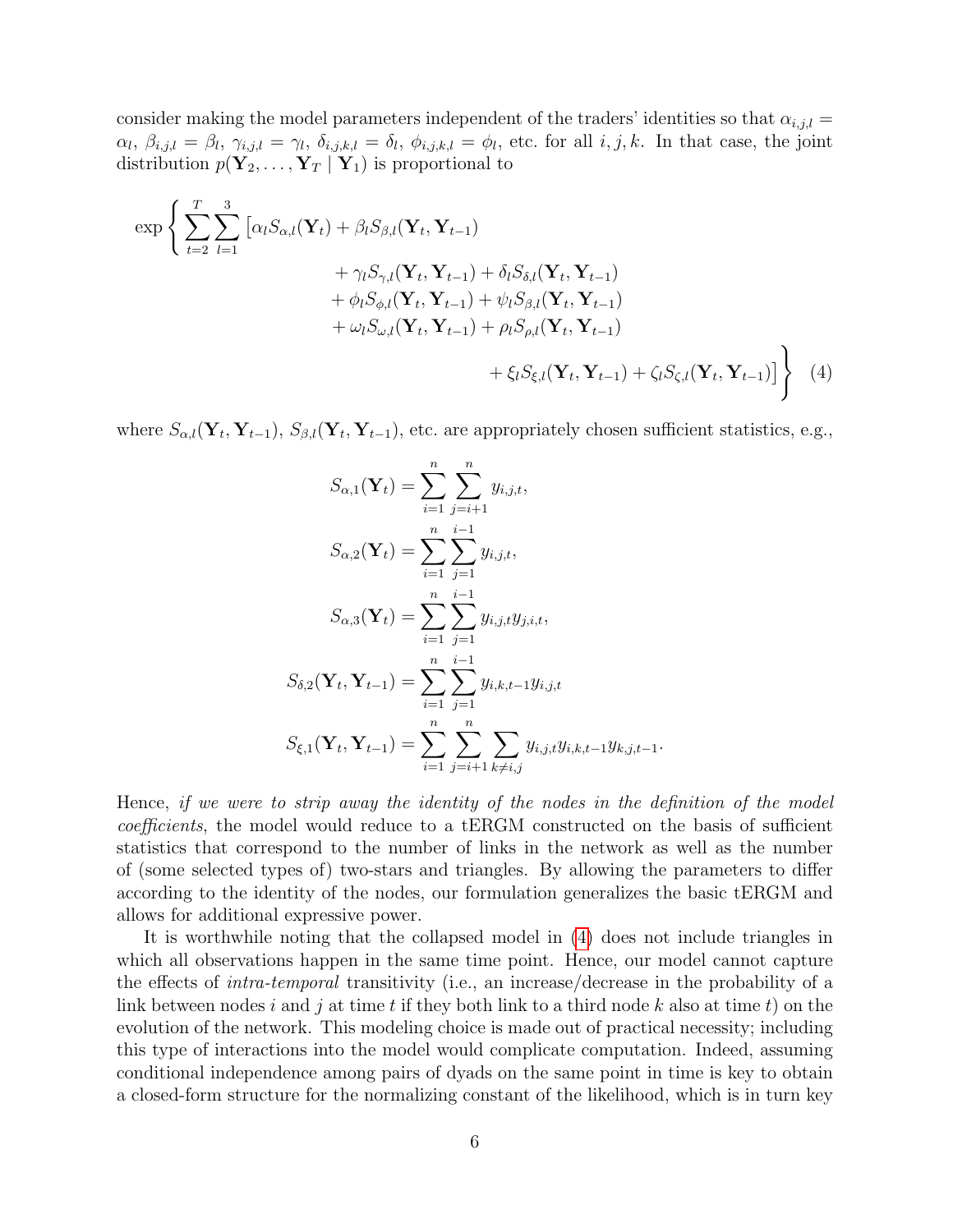consider making the model parameters independent of the traders' identities so that $\alpha_{i,j,l} = \alpha_l$, $\beta_{i,j,l} = \beta_l$, $\gamma_{i,j,l} = \gamma_l$, $\delta_{i,j,k,l} = \delta_l$, $\phi_{i,j,k,l} = \phi_l$, etc. for all $i, j, k$. In that case, the joint distribution $p(\mathbf{Y}_2, \ldots, \mathbf{Y}_T \mid \mathbf{Y}_1)$ is proportional to

$$
\begin{aligned}
\exp\Bigg\{ \sum_{t=2}^{T} \sum_{l=1}^{3} \big[ & \alpha_l S_{\alpha,l}(\mathbf{Y}_t) + \beta_l S_{\beta,l}(\mathbf{Y}_t, \mathbf{Y}_{t-1}) \\
& + \gamma_l S_{\gamma,l}(\mathbf{Y}_t, \mathbf{Y}_{t-1}) + \delta_l S_{\delta,l}(\mathbf{Y}_t, \mathbf{Y}_{t-1}) \\
& + \phi_l S_{\phi,l}(\mathbf{Y}_t, \mathbf{Y}_{t-1}) + \psi_l S_{\beta,l}(\mathbf{Y}_t, \mathbf{Y}_{t-1}) \\
& + \omega_l S_{\omega,l}(\mathbf{Y}_t, \mathbf{Y}_{t-1}) + \rho_l S_{\rho,l}(\mathbf{Y}_t, \mathbf{Y}_{t-1}) \\
& + \xi_l S_{\xi,l}(\mathbf{Y}_t, \mathbf{Y}_{t-1}) + \zeta_l S_{\zeta,l}(\mathbf{Y}_t, \mathbf{Y}_{t-1}) \big] \Bigg\}
\end{aligned} \tag{4}
$$

where $S_{\alpha,l}(\mathbf{Y}_t, \mathbf{Y}_{t-1})$, $S_{\beta,l}(\mathbf{Y}_t, \mathbf{Y}_{t-1})$, etc. are appropriately chosen sufficient statistics, e.g.,

$$
\begin{aligned}
S_{\alpha,1}(\mathbf{Y}_t) &= \sum_{i=1}^{n} \sum_{j=i+1}^{n} y_{i,j,t}, \\
S_{\alpha,2}(\mathbf{Y}_t) &= \sum_{i=1}^{n} \sum_{j=1}^{i-1} y_{i,j,t}, \\
S_{\alpha,3}(\mathbf{Y}_t) &= \sum_{i=1}^{n} \sum_{j=1}^{i-1} y_{i,j,t} y_{j,i,t}, \\
S_{\delta,2}(\mathbf{Y}_t, \mathbf{Y}_{t-1}) &= \sum_{i=1}^{n} \sum_{j=1}^{i-1} y_{i,k,t-1} y_{i,j,t} \\
S_{\xi,1}(\mathbf{Y}_t, \mathbf{Y}_{t-1}) &= \sum_{i=1}^{n} \sum_{j=i+1}^{n} \sum_{k \neq i,j} y_{i,j,t} y_{i,k,t-1} y_{k,j,t-1}.
\end{aligned}
$$

Hence, *if we were to strip away the identity of the nodes in the definition of the model coefficients*, the model would reduce to a tERGM constructed on the basis of sufficient statistics that correspond to the number of links in the network as well as the number of (some selected types of) two-stars and triangles. By allowing the parameters to differ according to the identity of the nodes, our formulation generalizes the basic tERGM and allows for additional expressive power.

It is worthwhile noting that the collapsed model in (4) does not include triangles in which all observations happen in the same time point. Hence, our model cannot capture the effects of *intra-temporal* transitivity (i.e., an increase/decrease in the probability of a link between nodes $i$ and $j$ at time $t$ if they both link to a third node $k$ also at time $t$) on the evolution of the network. This modeling choice is made out of practical necessity; including this type of interactions into the model would complicate computation. Indeed, assuming conditional independence among pairs of dyads on the same point in time is key to obtain a closed-form structure for the normalizing constant of the likelihood, which is in turn key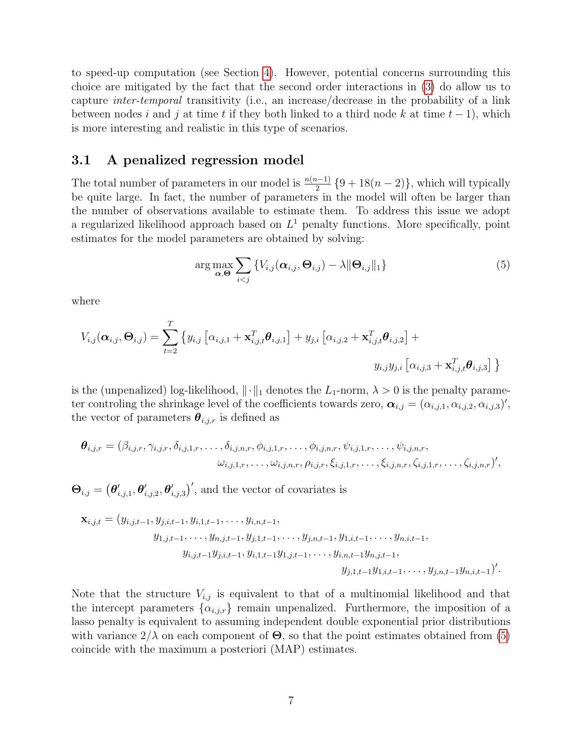to speed-up computation (see Section 4). However, potential concerns surrounding this choice are mitigated by the fact that the second order interactions in (3) do allow us to capture *inter-temporal* transitivity (i.e., an increase/decrease in the probability of a link between nodes $i$ and $j$ at time $t$ if they both linked to a third node $k$ at time $t-1$), which is more interesting and realistic in this type of scenarios.

## 3.1 A penalized regression model

The total number of parameters in our model is $\frac{n(n-1)}{2}\{9+18(n-2)\}$, which will typically be quite large. In fact, the number of parameters in the model will often be larger than the number of observations available to estimate them. To address this issue we adopt a regularized likelihood approach based on $L^1$ penalty functions. More specifically, point estimates for the model parameters are obtained by solving:

$$\arg\max_{\boldsymbol{\alpha},\boldsymbol{\Theta}} \sum_{i<j} \left\{ V_{i,j}(\boldsymbol{\alpha}_{i,j}, \boldsymbol{\Theta}_{i,j}) - \lambda \|\boldsymbol{\Theta}_{i,j}\|_1 \right\} \tag{5}$$

where

$$V_{i,j}(\boldsymbol{\alpha}_{i,j}, \boldsymbol{\Theta}_{i,j}) = \sum_{t=2}^{T} \left\{ y_{i,j}\left[\alpha_{i,j,1} + \mathbf{x}_{i,j,t}^T \boldsymbol{\theta}_{i,j,1}\right] + y_{j,i}\left[\alpha_{i,j,2} + \mathbf{x}_{i,j,t}^T \boldsymbol{\theta}_{i,j,2}\right] + y_{i,j}y_{j,i}\left[\alpha_{i,j,3} + \mathbf{x}_{i,j,t}^T \boldsymbol{\theta}_{i,j,3}\right] \right\}$$

is the (unpenalized) log-likelihood, $\|\cdot\|_1$ denotes the $L_1$-norm, $\lambda > 0$ is the penalty parameter controling the shrinkage level of the coefficients towards zero, $\boldsymbol{\alpha}_{i,j} = (\alpha_{i,j,1}, \alpha_{i,j,2}, \alpha_{i,j,3})'$, the vector of parameters $\boldsymbol{\theta}_{i,j,r}$ is defined as

$$\boldsymbol{\theta}_{i,j,r} = (\beta_{i,j,r}, \gamma_{i,j,r}, \delta_{i,j,1,r}, \ldots, \delta_{i,j,n,r}, \phi_{i,j,1,r}, \ldots, \phi_{i,j,n,r}, \psi_{i,j,1,r}, \ldots, \psi_{i,j,n,r}, \omega_{i,j,1,r}, \ldots, \omega_{i,j,n,r}, \rho_{i,j,r}, \xi_{i,j,1,r}, \ldots, \xi_{i,j,n,r}, \zeta_{i,j,1,r}, \ldots, \zeta_{i,j,n,r})',$$

$\boldsymbol{\Theta}_{i,j} = \left(\boldsymbol{\theta}'_{i,j,1}, \boldsymbol{\theta}'_{i,j,2}, \boldsymbol{\theta}'_{i,j,3}\right)'$, and the vector of covariates is

$$\begin{aligned}\mathbf{x}_{i,j,t} = (&y_{i,j,t-1}, y_{j,i,t-1}, y_{i,1,t-1}, \ldots, y_{i,n,t-1},\\ &y_{1,j,t-1}, \ldots, y_{n,j,t-1}, y_{j,1,t-1}, \ldots, y_{j,n,t-1}, y_{1,i,t-1}, \ldots, y_{n,i,t-1},\\ &y_{i,j,t-1}y_{j,i,t-1}, y_{i,1,t-1}y_{1,j,t-1}, \ldots, y_{i,n,t-1}y_{n,j,t-1},\\ &y_{j,1,t-1}y_{1,i,t-1}, \ldots, y_{j,n,t-1}y_{n,i,t-1})'.\end{aligned}$$

Note that the structure $V_{i,j}$ is equivalent to that of a multinomial likelihood and that the intercept parameters $\{\alpha_{i,j,r}\}$ remain unpenalized. Furthermore, the imposition of a lasso penalty is equivalent to assuming independent double exponential prior distributions with variance $2/\lambda$ on each component of $\boldsymbol{\Theta}$, so that the point estimates obtained from (5) coincide with the maximum a posteriori (MAP) estimates.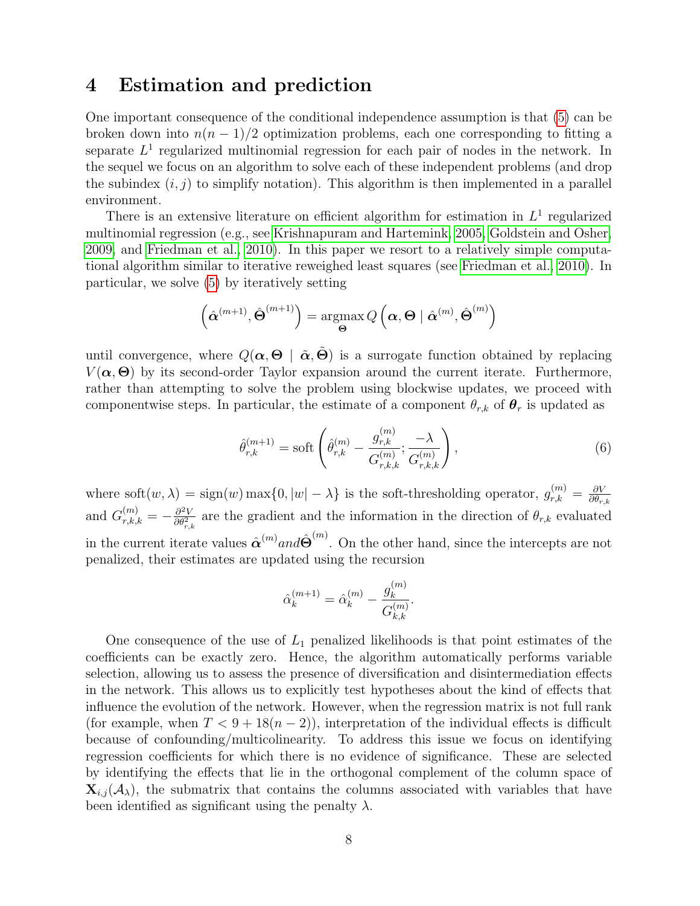# 4 Estimation and prediction

One important consequence of the conditional independence assumption is that (5) can be broken down into $n(n-1)/2$ optimization problems, each one corresponding to fitting a separate $L^1$ regularized multinomial regression for each pair of nodes in the network. In the sequel we focus on an algorithm to solve each of these independent problems (and drop the subindex $(i,j)$ to simplify notation). This algorithm is then implemented in a parallel environment.

There is an extensive literature on efficient algorithm for estimation in $L^1$ regularized multinomial regression (e.g., see Krishnapuram and Hartemink, 2005, Goldstein and Osher, 2009, and Friedman et al., 2010). In this paper we resort to a relatively simple computational algorithm similar to iterative reweighed least squares (see Friedman et al., 2010). In particular, we solve (5) by iteratively setting

$$\left(\hat{\boldsymbol{\alpha}}^{(m+1)}, \hat{\boldsymbol{\Theta}}^{(m+1)}\right) = \underset{\boldsymbol{\Theta}}{\operatorname{argmax}}\, Q\left(\boldsymbol{\alpha}, \boldsymbol{\Theta} \mid \hat{\boldsymbol{\alpha}}^{(m)}, \hat{\boldsymbol{\Theta}}^{(m)}\right)$$

until convergence, where $Q(\boldsymbol{\alpha}, \boldsymbol{\Theta} \mid \tilde{\boldsymbol{\alpha}}, \tilde{\boldsymbol{\Theta}})$ is a surrogate function obtained by replacing $V(\boldsymbol{\alpha}, \boldsymbol{\Theta})$ by its second-order Taylor expansion around the current iterate. Furthermore, rather than attempting to solve the problem using blockwise updates, we proceed with componentwise steps. In particular, the estimate of a component $\theta_{r,k}$ of $\boldsymbol{\theta}_r$ is updated as

$$\hat{\theta}_{r,k}^{(m+1)} = \operatorname{soft}\left(\hat{\theta}_{r,k}^{(m)} - \frac{g_{r,k}^{(m)}}{G_{r,k,k}^{(m)}}; \frac{-\lambda}{G_{r,k,k}^{(m)}}\right), \tag{6}$$

where $\operatorname{soft}(w, \lambda) = \operatorname{sign}(w)\max\{0, |w| - \lambda\}$ is the soft-thresholding operator, $g_{r,k}^{(m)} = \frac{\partial V}{\partial \theta_{r,k}}$ and $G_{r,k,k}^{(m)} = -\frac{\partial^2 V}{\partial \theta_{r,k}^2}$ are the gradient and the information in the direction of $\theta_{r,k}$ evaluated in the current iterate values $\hat{\boldsymbol{\alpha}}^{(m)} and \hat{\boldsymbol{\Theta}}^{(m)}$. On the other hand, since the intercepts are not penalized, their estimates are updated using the recursion

$$\hat{\alpha}_k^{(m+1)} = \hat{\alpha}_k^{(m)} - \frac{g_k^{(m)}}{G_{k,k}^{(m)}}.$$

One consequence of the use of $L_1$ penalized likelihoods is that point estimates of the coefficients can be exactly zero. Hence, the algorithm automatically performs variable selection, allowing us to assess the presence of diversification and disintermediation effects in the network. This allows us to explicitly test hypotheses about the kind of effects that influence the evolution of the network. However, when the regression matrix is not full rank (for example, when $T < 9 + 18(n-2)$), interpretation of the individual effects is difficult because of confounding/multicolinearity. To address this issue we focus on identifying regression coefficients for which there is no evidence of significance. These are selected by identifying the effects that lie in the orthogonal complement of the column space of $\mathbf{X}_{i,j}(\mathcal{A}_\lambda)$, the submatrix that contains the columns associated with variables that have been identified as significant using the penalty $\lambda$.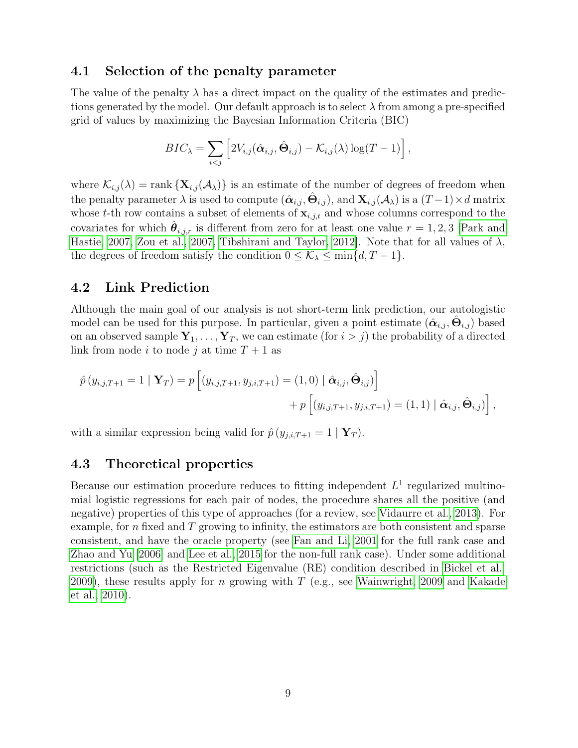### 4.1 Selection of the penalty parameter

The value of the penalty $\lambda$ has a direct impact on the quality of the estimates and predictions generated by the model. Our default approach is to select $\lambda$ from among a pre-specified grid of values by maximizing the Bayesian Information Criteria (BIC)

$$BIC_{\lambda} = \sum_{i<j} \left[ 2V_{i,j}(\hat{\boldsymbol{\alpha}}_{i,j}, \hat{\boldsymbol{\Theta}}_{i,j}) - \mathcal{K}_{i,j}(\lambda) \log(T-1) \right],$$

where $\mathcal{K}_{i,j}(\lambda) = \text{rank}\left\{ \mathbf{X}_{i,j}(\mathcal{A}_{\lambda}) \right\}$ is an estimate of the number of degrees of freedom when the penalty parameter $\lambda$ is used to compute $(\hat{\boldsymbol{\alpha}}_{i,j}, \hat{\boldsymbol{\Theta}}_{i,j})$, and $\mathbf{X}_{i,j}(\mathcal{A}_{\lambda})$ is a $(T-1) \times d$ matrix whose $t$-th row contains a subset of elements of $\mathbf{x}_{i,j,t}$ and whose columns correspond to the covariates for which $\hat{\boldsymbol{\theta}}_{i,j,r}$ is different from zero for at least one value $r = 1, 2, 3$ [Park and Hastie, 2007, Zou et al., 2007, Tibshirani and Taylor, 2012]. Note that for all values of $\lambda$, the degrees of freedom satisfy the condition $0 \leq \mathcal{K}_{\lambda} \leq \min\{d, T-1\}$.

### 4.2 Link Prediction

Although the main goal of our analysis is not short-term link prediction, our autologistic model can be used for this purpose. In particular, given a point estimate $(\hat{\boldsymbol{\alpha}}_{i,j}, \hat{\boldsymbol{\Theta}}_{i,j})$ based on an observed sample $\mathbf{Y}_1, \ldots, \mathbf{Y}_T$, we can estimate (for $i > j$) the probability of a directed link from node $i$ to node $j$ at time $T+1$ as

$$\begin{aligned}\hat{p}\left(y_{i,j,T+1} = 1 \mid \mathbf{Y}_T\right) = p\left[(y_{i,j,T+1}, y_{j,i,T+1}) = (1,0) \mid \hat{\boldsymbol{\alpha}}_{i,j}, \hat{\boldsymbol{\Theta}}_{i,j})\right] \\ + p\left[(y_{i,j,T+1}, y_{j,i,T+1}) = (1,1) \mid \hat{\boldsymbol{\alpha}}_{i,j}, \hat{\boldsymbol{\Theta}}_{i,j})\right],\end{aligned}$$

with a similar expression being valid for $\hat{p}\left(y_{j,i,T+1} = 1 \mid \mathbf{Y}_T\right)$.

### 4.3 Theoretical properties

Because our estimation procedure reduces to fitting independent $L^1$ regularized multinomial logistic regressions for each pair of nodes, the procedure shares all the positive (and negative) properties of this type of approaches (for a review, see Vidaurre et al., 2013). For example, for $n$ fixed and $T$ growing to infinity, the estimators are both consistent and sparse consistent, and have the oracle property (see Fan and Li, 2001 for the full rank case and Zhao and Yu [2006] and Lee et al., 2015 for the non-full rank case). Under some additional restrictions (such as the Restricted Eigenvalue (RE) condition described in Bickel et al., 2009), these results apply for $n$ growing with $T$ (e.g., see Wainwright, 2009 and Kakade et al., 2010).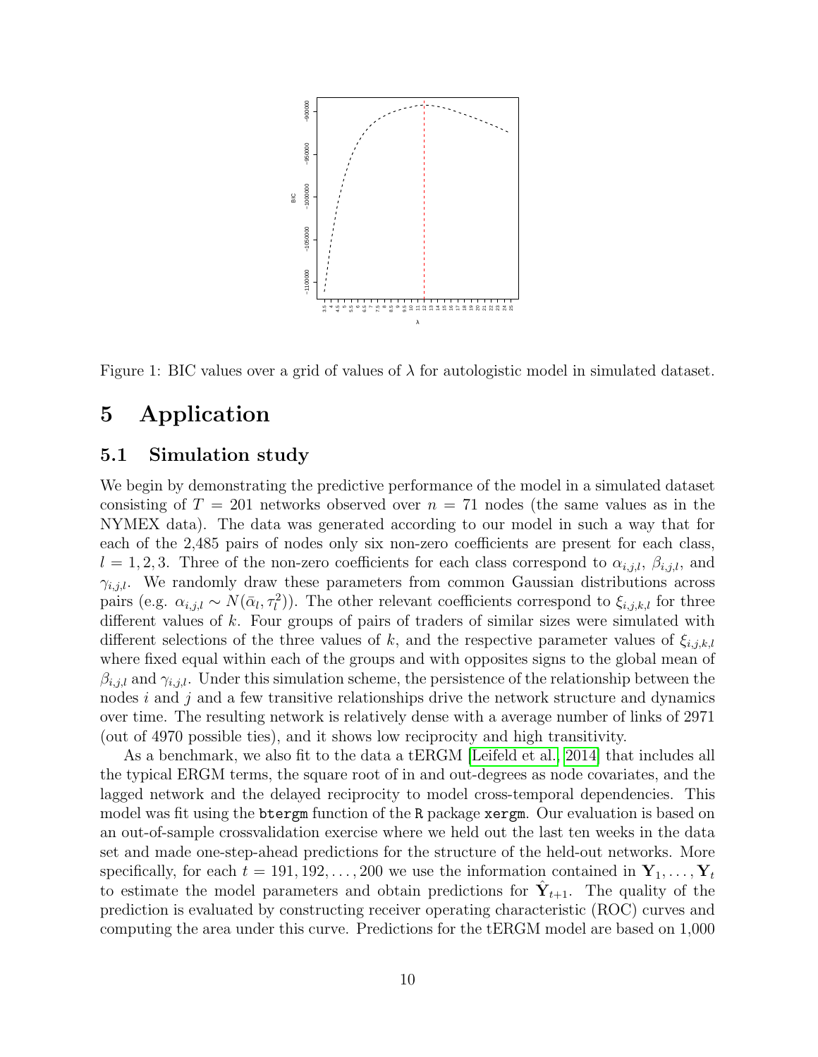Figure 1: BIC values over a grid of values of $\lambda$ for autologistic model in simulated dataset.

# 5 Application

## 5.1 Simulation study

We begin by demonstrating the predictive performance of the model in a simulated dataset consisting of $T = 201$ networks observed over $n = 71$ nodes (the same values as in the NYMEX data). The data was generated according to our model in such a way that for each of the 2,485 pairs of nodes only six non-zero coefficients are present for each class, $l = 1, 2, 3$. Three of the non-zero coefficients for each class correspond to $\alpha_{i,j,l}$, $\beta_{i,j,l}$, and $\gamma_{i,j,l}$. We randomly draw these parameters from common Gaussian distributions across pairs (e.g. $\alpha_{i,j,l} \sim N(\bar{\alpha}_l, \tau_l^2)$). The other relevant coefficients correspond to $\xi_{i,j,k,l}$ for three different values of $k$. Four groups of pairs of traders of similar sizes were simulated with different selections of the three values of $k$, and the respective parameter values of $\xi_{i,j,k,l}$ where fixed equal within each of the groups and with opposites signs to the global mean of $\beta_{i,j,l}$ and $\gamma_{i,j,l}$. Under this simulation scheme, the persistence of the relationship between the nodes $i$ and $j$ and a few transitive relationships drive the network structure and dynamics over time. The resulting network is relatively dense with a average number of links of 2971 (out of 4970 possible ties), and it shows low reciprocity and high transitivity.

As a benchmark, we also fit to the data a tERGM [Leifeld et al., 2014] that includes all the typical ERGM terms, the square root of in and out-degrees as node covariates, and the lagged network and the delayed reciprocity to model cross-temporal dependencies. This model was fit using the `btergm` function of the `R` package `xergm`. Our evaluation is based on an out-of-sample crossvalidation exercise where we held out the last ten weeks in the data set and made one-step-ahead predictions for the structure of the held-out networks. More specifically, for each $t = 191, 192, \ldots, 200$ we use the information contained in $\mathbf{Y}_1, \ldots, \mathbf{Y}_t$ to estimate the model parameters and obtain predictions for $\hat{\mathbf{Y}}_{t+1}$. The quality of the prediction is evaluated by constructing receiver operating characteristic (ROC) curves and computing the area under this curve. Predictions for the tERGM model are based on 1,000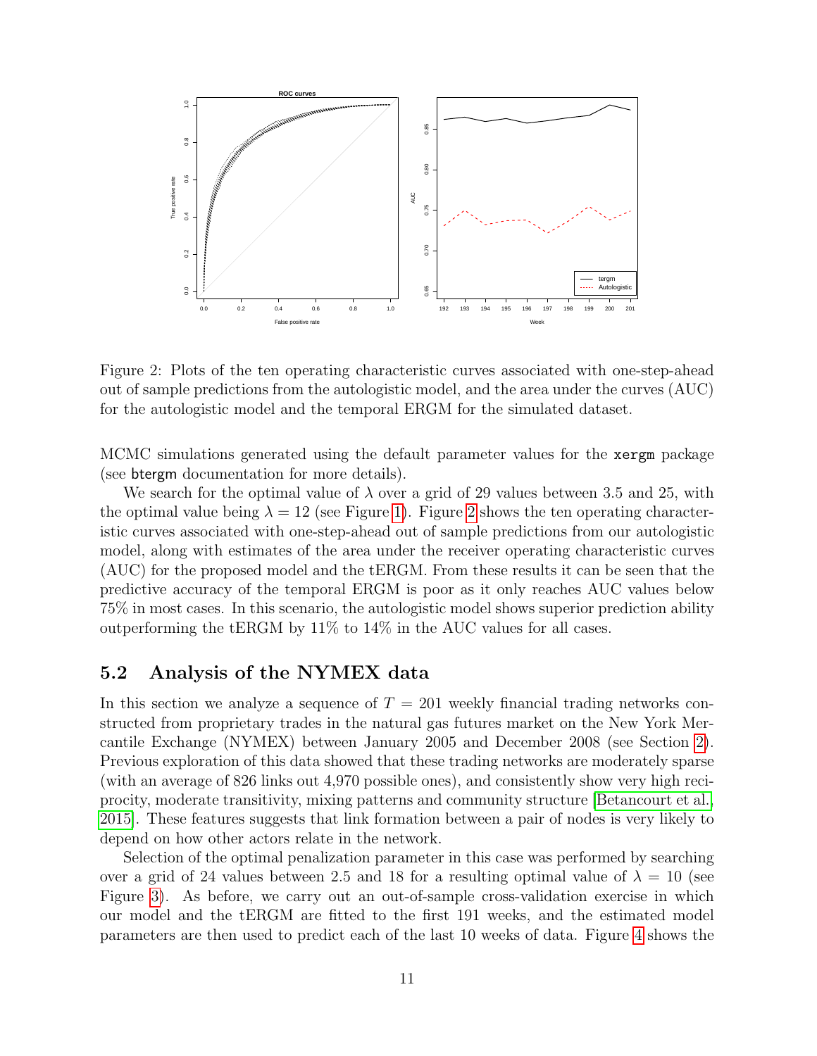Figure 2: Plots of the ten operating characteristic curves associated with one-step-ahead out of sample predictions from the autologistic model, and the area under the curves (AUC) for the autologistic model and the temporal ERGM for the simulated dataset.

MCMC simulations generated using the default parameter values for the xergm package (see btergm documentation for more details).

We search for the optimal value of $\lambda$ over a grid of 29 values between 3.5 and 25, with the optimal value being $\lambda = 12$ (see Figure 1). Figure 2 shows the ten operating characteristic curves associated with one-step-ahead out of sample predictions from our autologistic model, along with estimates of the area under the receiver operating characteristic curves (AUC) for the proposed model and the tERGM. From these results it can be seen that the predictive accuracy of the temporal ERGM is poor as it only reaches AUC values below 75% in most cases. In this scenario, the autologistic model shows superior prediction ability outperforming the tERGM by 11% to 14% in the AUC values for all cases.

## 5.2 Analysis of the NYMEX data

In this section we analyze a sequence of $T = 201$ weekly financial trading networks constructed from proprietary trades in the natural gas futures market on the New York Mercantile Exchange (NYMEX) between January 2005 and December 2008 (see Section 2). Previous exploration of this data showed that these trading networks are moderately sparse (with an average of 826 links out 4,970 possible ones), and consistently show very high reciprocity, moderate transitivity, mixing patterns and community structure [Betancourt et al., 2015]. These features suggests that link formation between a pair of nodes is very likely to depend on how other actors relate in the network.

Selection of the optimal penalization parameter in this case was performed by searching over a grid of 24 values between 2.5 and 18 for a resulting optimal value of $\lambda = 10$ (see Figure 3). As before, we carry out an out-of-sample cross-validation exercise in which our model and the tERGM are fitted to the first 191 weeks, and the estimated model parameters are then used to predict each of the last 10 weeks of data. Figure 4 shows the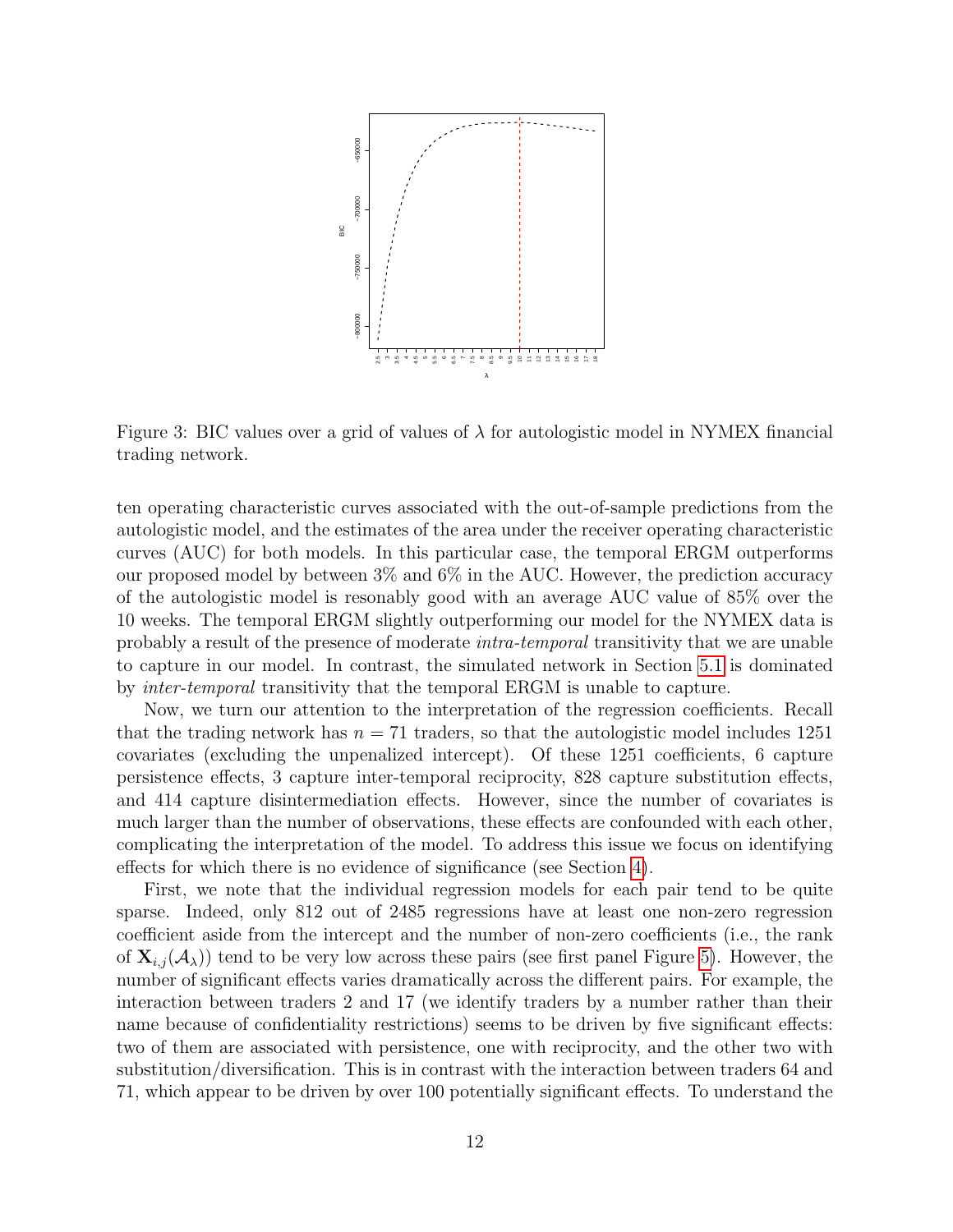Figure 3: BIC values over a grid of values of $\lambda$ for autologistic model in NYMEX financial trading network.

ten operating characteristic curves associated with the out-of-sample predictions from the autologistic model, and the estimates of the area under the receiver operating characteristic curves (AUC) for both models. In this particular case, the temporal ERGM outperforms our proposed model by between 3% and 6% in the AUC. However, the prediction accuracy of the autologistic model is resonably good with an average AUC value of 85% over the 10 weeks. The temporal ERGM slightly outperforming our model for the NYMEX data is probably a result of the presence of moderate *intra-temporal* transitivity that we are unable to capture in our model. In contrast, the simulated network in Section 5.1 is dominated by *inter-temporal* transitivity that the temporal ERGM is unable to capture.

Now, we turn our attention to the interpretation of the regression coefficients. Recall that the trading network has $n = 71$ traders, so that the autologistic model includes 1251 covariates (excluding the unpenalized intercept). Of these 1251 coefficients, 6 capture persistence effects, 3 capture inter-temporal reciprocity, 828 capture substitution effects, and 414 capture disintermediation effects. However, since the number of covariates is much larger than the number of observations, these effects are confounded with each other, complicating the interpretation of the model. To address this issue we focus on identifying effects for which there is no evidence of significance (see Section 4).

First, we note that the individual regression models for each pair tend to be quite sparse. Indeed, only 812 out of 2485 regressions have at least one non-zero regression coefficient aside from the intercept and the number of non-zero coefficients (i.e., the rank of $\mathbf{X}_{i,j}(\mathcal{A}_\lambda)$) tend to be very low across these pairs (see first panel Figure 5). However, the number of significant effects varies dramatically across the different pairs. For example, the interaction between traders 2 and 17 (we identify traders by a number rather than their name because of confidentiality restrictions) seems to be driven by five significant effects: two of them are associated with persistence, one with reciprocity, and the other two with substitution/diversification. This is in contrast with the interaction between traders 64 and 71, which appear to be driven by over 100 potentially significant effects. To understand the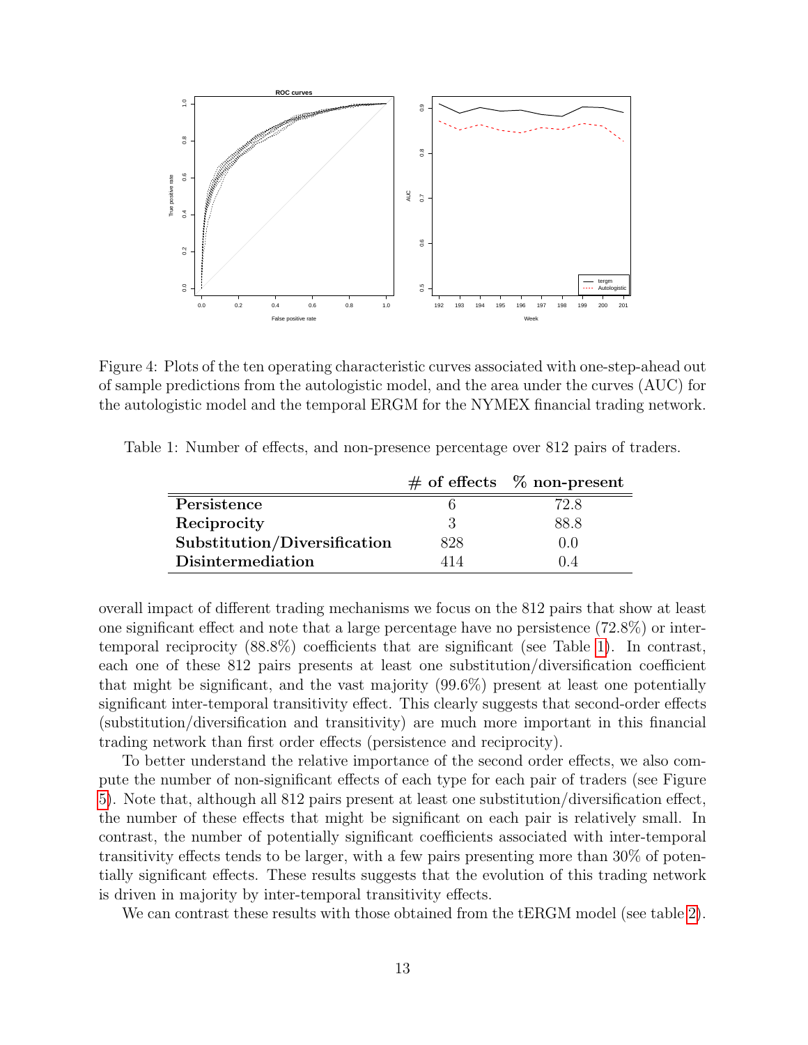Figure 4: Plots of the ten operating characteristic curves associated with one-step-ahead out of sample predictions from the autologistic model, and the area under the curves (AUC) for the autologistic model and the temporal ERGM for the NYMEX financial trading network.

Table 1: Number of effects, and non-presence percentage over 812 pairs of traders.

| | **# of effects** | **% non-present** |
|---|---|---|
| **Persistence** | 6 | 72.8 |
| **Reciprocity** | 3 | 88.8 |
| **Substitution/Diversification** | 828 | 0.0 |
| **Disintermediation** | 414 | 0.4 |

overall impact of different trading mechanisms we focus on the 812 pairs that show at least one significant effect and note that a large percentage have no persistence (72.8%) or inter-temporal reciprocity (88.8%) coefficients that are significant (see Table 1). In contrast, each one of these 812 pairs presents at least one substitution/diversification coefficient that might be significant, and the vast majority (99.6%) present at least one potentially significant inter-temporal transitivity effect. This clearly suggests that second-order effects (substitution/diversification and transitivity) are much more important in this financial trading network than first order effects (persistence and reciprocity).

To better understand the relative importance of the second order effects, we also compute the number of non-significant effects of each type for each pair of traders (see Figure 5). Note that, although all 812 pairs present at least one substitution/diversification effect, the number of these effects that might be significant on each pair is relatively small. In contrast, the number of potentially significant coefficients associated with inter-temporal transitivity effects tends to be larger, with a few pairs presenting more than 30% of potentially significant effects. These results suggests that the evolution of this trading network is driven in majority by inter-temporal transitivity effects.

We can contrast these results with those obtained from the tERGM model (see table 2).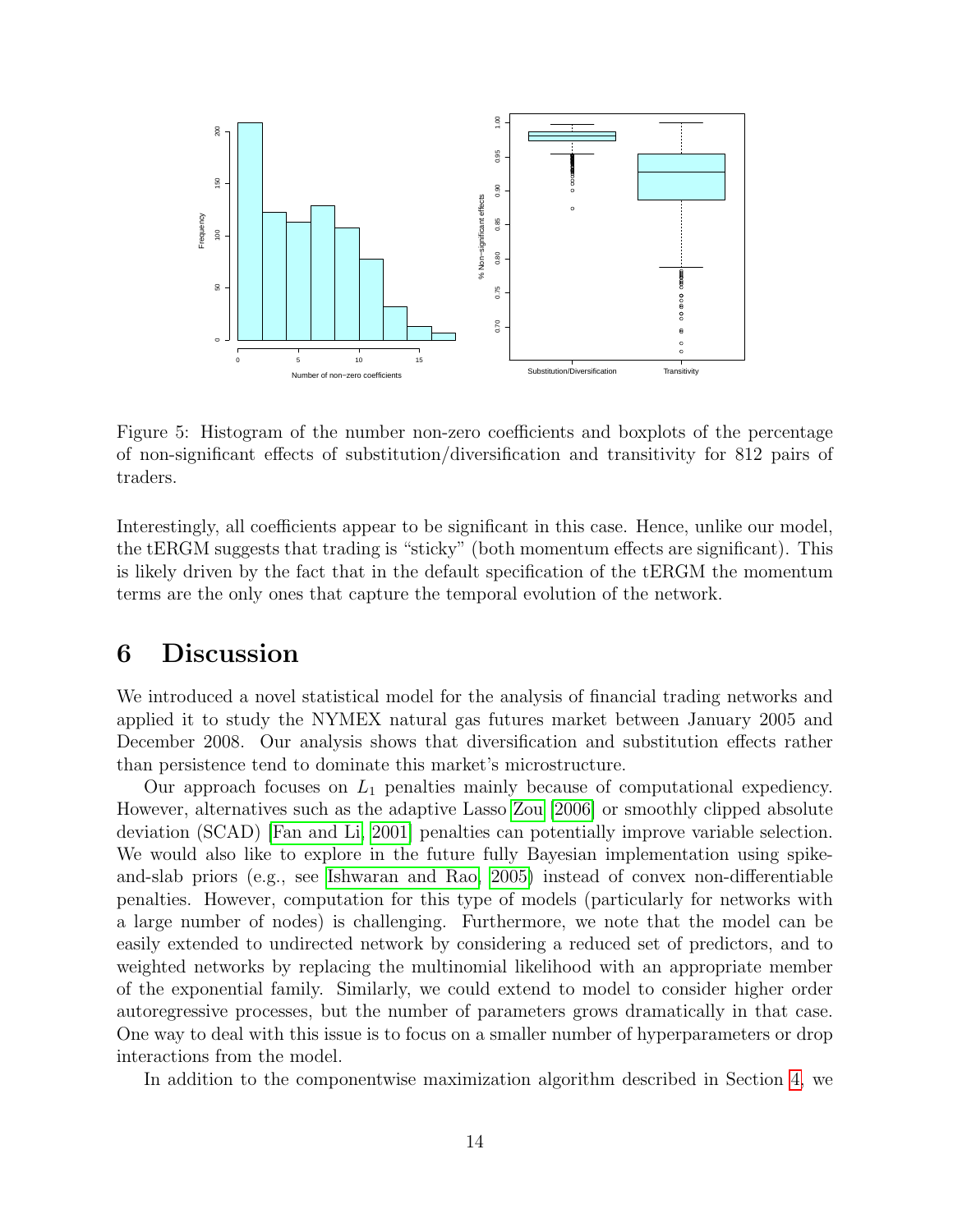Figure 5: Histogram of the number non-zero coefficients and boxplots of the percentage of non-significant effects of substitution/diversification and transitivity for 812 pairs of traders.

Interestingly, all coefficients appear to be significant in this case. Hence, unlike our model, the tERGM suggests that trading is "sticky" (both momentum effects are significant). This is likely driven by the fact that in the default specification of the tERGM the momentum terms are the only ones that capture the temporal evolution of the network.

# 6 Discussion

We introduced a novel statistical model for the analysis of financial trading networks and applied it to study the NYMEX natural gas futures market between January 2005 and December 2008. Our analysis shows that diversification and substitution effects rather than persistence tend to dominate this market's microstructure.

Our approach focuses on $L_1$ penalties mainly because of computational expediency. However, alternatives such as the adaptive Lasso Zou [2006] or smoothly clipped absolute deviation (SCAD) [Fan and Li, 2001] penalties can potentially improve variable selection. We would also like to explore in the future fully Bayesian implementation using spike-and-slab priors (e.g., see Ishwaran and Rao, 2005) instead of convex non-differentiable penalties. However, computation for this type of models (particularly for networks with a large number of nodes) is challenging. Furthermore, we note that the model can be easily extended to undirected network by considering a reduced set of predictors, and to weighted networks by replacing the multinomial likelihood with an appropriate member of the exponential family. Similarly, we could extend to model to consider higher order autoregressive processes, but the number of parameters grows dramatically in that case. One way to deal with this issue is to focus on a smaller number of hyperparameters or drop interactions from the model.

In addition to the componentwise maximization algorithm described in Section 4, we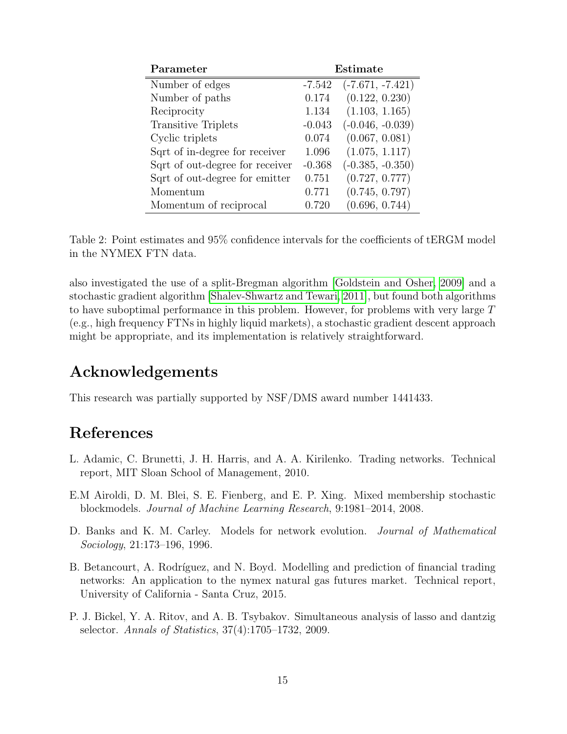| Parameter | Estimate | |
|---|---|---|
| Number of edges | -7.542 | (-7.671, -7.421) |
| Number of paths | 0.174 | (0.122, 0.230) |
| Reciprocity | 1.134 | (1.103, 1.165) |
| Transitive Triplets | -0.043 | (-0.046, -0.039) |
| Cyclic triplets | 0.074 | (0.067, 0.081) |
| Sqrt of in-degree for receiver | 1.096 | (1.075, 1.117) |
| Sqrt of out-degree for receiver | -0.368 | (-0.385, -0.350) |
| Sqrt of out-degree for emitter | 0.751 | (0.727, 0.777) |
| Momentum | 0.771 | (0.745, 0.797) |
| Momentum of reciprocal | 0.720 | (0.696, 0.744) |

Table 2: Point estimates and 95% confidence intervals for the coefficients of tERGM model in the NYMEX FTN data.

also investigated the use of a split-Bregman algorithm [Goldstein and Osher, 2009] and a stochastic gradient algorithm [Shalev-Shwartz and Tewari, 2011], but found both algorithms to have suboptimal performance in this problem. However, for problems with very large $T$ (e.g., high frequency FTNs in highly liquid markets), a stochastic gradient descent approach might be appropriate, and its implementation is relatively straightforward.

## Acknowledgements

This research was partially supported by NSF/DMS award number 1441433.

## References

L. Adamic, C. Brunetti, J. H. Harris, and A. A. Kirilenko. Trading networks. Technical report, MIT Sloan School of Management, 2010.

E.M Airoldi, D. M. Blei, S. E. Fienberg, and E. P. Xing. Mixed membership stochastic blockmodels. *Journal of Machine Learning Research*, 9:1981–2014, 2008.

D. Banks and K. M. Carley. Models for network evolution. *Journal of Mathematical Sociology*, 21:173–196, 1996.

B. Betancourt, A. Rodríguez, and N. Boyd. Modelling and prediction of financial trading networks: An application to the nymex natural gas futures market. Technical report, University of California - Santa Cruz, 2015.

P. J. Bickel, Y. A. Ritov, and A. B. Tsybakov. Simultaneous analysis of lasso and dantzig selector. *Annals of Statistics*, 37(4):1705–1732, 2009.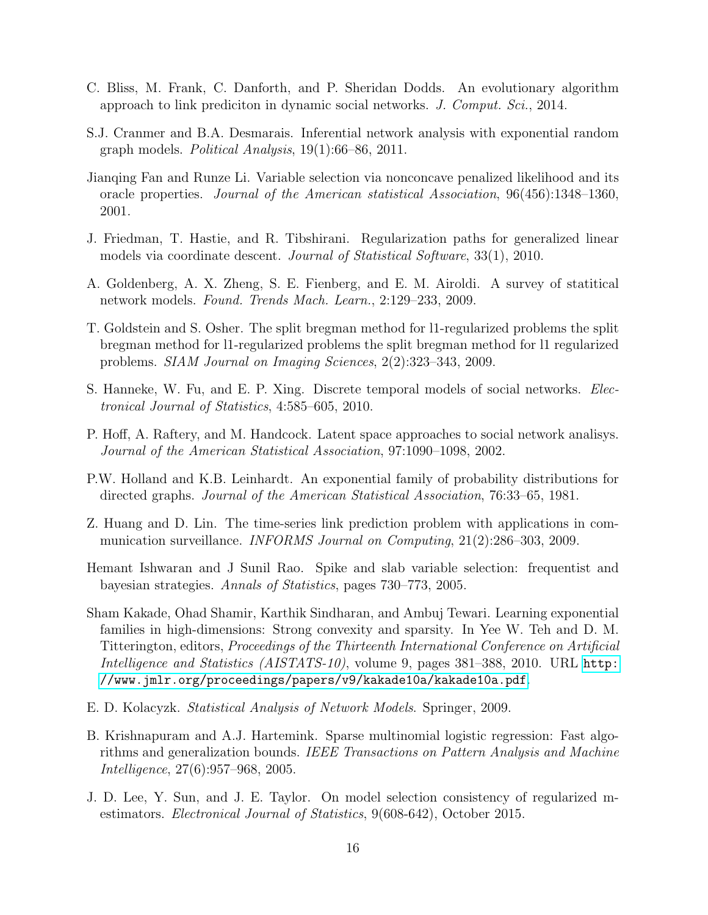C. Bliss, M. Frank, C. Danforth, and P. Sheridan Dodds. An evolutionary algorithm approach to link prediciton in dynamic social networks. *J. Comput. Sci.*, 2014.

S.J. Cranmer and B.A. Desmarais. Inferential network analysis with exponential random graph models. *Political Analysis*, 19(1):66–86, 2011.

Jianqing Fan and Runze Li. Variable selection via nonconcave penalized likelihood and its oracle properties. *Journal of the American statistical Association*, 96(456):1348–1360, 2001.

J. Friedman, T. Hastie, and R. Tibshirani. Regularization paths for generalized linear models via coordinate descent. *Journal of Statistical Software*, 33(1), 2010.

A. Goldenberg, A. X. Zheng, S. E. Fienberg, and E. M. Airoldi. A survey of statitical network models. *Found. Trends Mach. Learn.*, 2:129–233, 2009.

T. Goldstein and S. Osher. The split bregman method for l1-regularized problems the split bregman method for l1-regularized problems the split bregman method for l1 regularized problems. *SIAM Journal on Imaging Sciences*, 2(2):323–343, 2009.

S. Hanneke, W. Fu, and E. P. Xing. Discrete temporal models of social networks. *Electronical Journal of Statistics*, 4:585–605, 2010.

P. Hoff, A. Raftery, and M. Handcock. Latent space approaches to social network analisys. *Journal of the American Statistical Association*, 97:1090–1098, 2002.

P.W. Holland and K.B. Leinhardt. An exponential family of probability distributions for directed graphs. *Journal of the American Statistical Association*, 76:33–65, 1981.

Z. Huang and D. Lin. The time-series link prediction problem with applications in communication surveillance. *INFORMS Journal on Computing*, 21(2):286–303, 2009.

Hemant Ishwaran and J Sunil Rao. Spike and slab variable selection: frequentist and bayesian strategies. *Annals of Statistics*, pages 730–773, 2005.

Sham Kakade, Ohad Shamir, Karthik Sindharan, and Ambuj Tewari. Learning exponential families in high-dimensions: Strong convexity and sparsity. In Yee W. Teh and D. M. Titterington, editors, *Proceedings of the Thirteenth International Conference on Artificial Intelligence and Statistics (AISTATS-10)*, volume 9, pages 381–388, 2010. URL http://www.jmlr.org/proceedings/papers/v9/kakade10a/kakade10a.pdf.

E. D. Kolacyzk. *Statistical Analysis of Network Models*. Springer, 2009.

B. Krishnapuram and A.J. Hartemink. Sparse multinomial logistic regression: Fast algorithms and generalization bounds. *IEEE Transactions on Pattern Analysis and Machine Intelligence*, 27(6):957–968, 2005.

J. D. Lee, Y. Sun, and J. E. Taylor. On model selection consistency of regularized m-estimators. *Electronical Journal of Statistics*, 9(608-642), October 2015.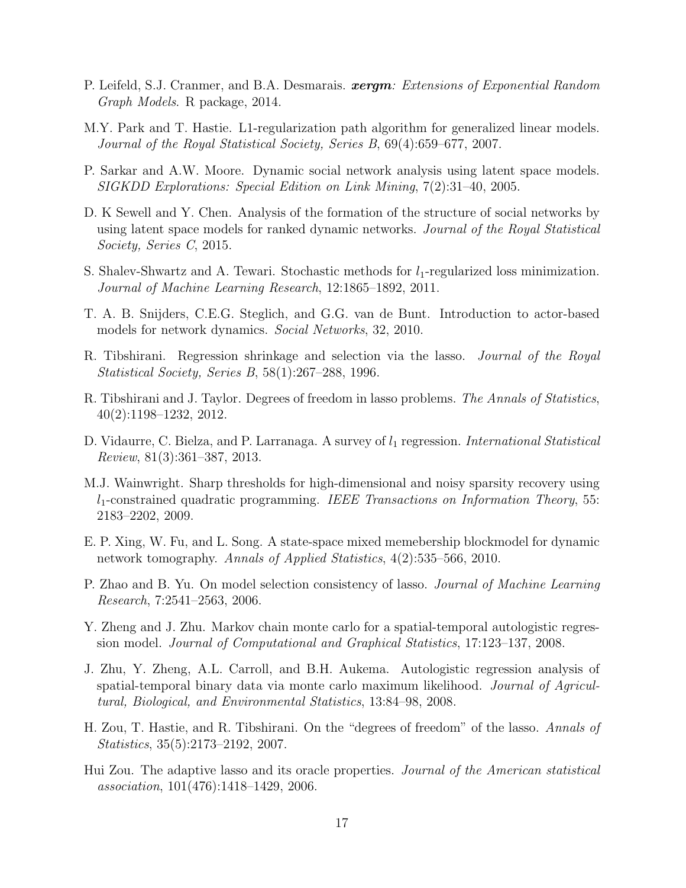P. Leifeld, S.J. Cranmer, and B.A. Desmarais. ***xergm**: Extensions of Exponential Random Graph Models*. R package, 2014.

M.Y. Park and T. Hastie. L1-regularization path algorithm for generalized linear models. *Journal of the Royal Statistical Society, Series B*, 69(4):659–677, 2007.

P. Sarkar and A.W. Moore. Dynamic social network analysis using latent space models. *SIGKDD Explorations: Special Edition on Link Mining*, 7(2):31–40, 2005.

D. K Sewell and Y. Chen. Analysis of the formation of the structure of social networks by using latent space models for ranked dynamic networks. *Journal of the Royal Statistical Society, Series C*, 2015.

S. Shalev-Shwartz and A. Tewari. Stochastic methods for $l_1$-regularized loss minimization. *Journal of Machine Learning Research*, 12:1865–1892, 2011.

T. A. B. Snijders, C.E.G. Steglich, and G.G. van de Bunt. Introduction to actor-based models for network dynamics. *Social Networks*, 32, 2010.

R. Tibshirani. Regression shrinkage and selection via the lasso. *Journal of the Royal Statistical Society, Series B*, 58(1):267–288, 1996.

R. Tibshirani and J. Taylor. Degrees of freedom in lasso problems. *The Annals of Statistics*, 40(2):1198–1232, 2012.

D. Vidaurre, C. Bielza, and P. Larranaga. A survey of $l_1$ regression. *International Statistical Review*, 81(3):361–387, 2013.

M.J. Wainwright. Sharp thresholds for high-dimensional and noisy sparsity recovery using $l_1$-constrained quadratic programming. *IEEE Transactions on Information Theory*, 55: 2183–2202, 2009.

E. P. Xing, W. Fu, and L. Song. A state-space mixed memebership blockmodel for dynamic network tomography. *Annals of Applied Statistics*, 4(2):535–566, 2010.

P. Zhao and B. Yu. On model selection consistency of lasso. *Journal of Machine Learning Research*, 7:2541–2563, 2006.

Y. Zheng and J. Zhu. Markov chain monte carlo for a spatial-temporal autologistic regression model. *Journal of Computational and Graphical Statistics*, 17:123–137, 2008.

J. Zhu, Y. Zheng, A.L. Carroll, and B.H. Aukema. Autologistic regression analysis of spatial-temporal binary data via monte carlo maximum likelihood. *Journal of Agricultural, Biological, and Environmental Statistics*, 13:84–98, 2008.

H. Zou, T. Hastie, and R. Tibshirani. On the "degrees of freedom" of the lasso. *Annals of Statistics*, 35(5):2173–2192, 2007.

Hui Zou. The adaptive lasso and its oracle properties. *Journal of the American statistical association*, 101(476):1418–1429, 2006.